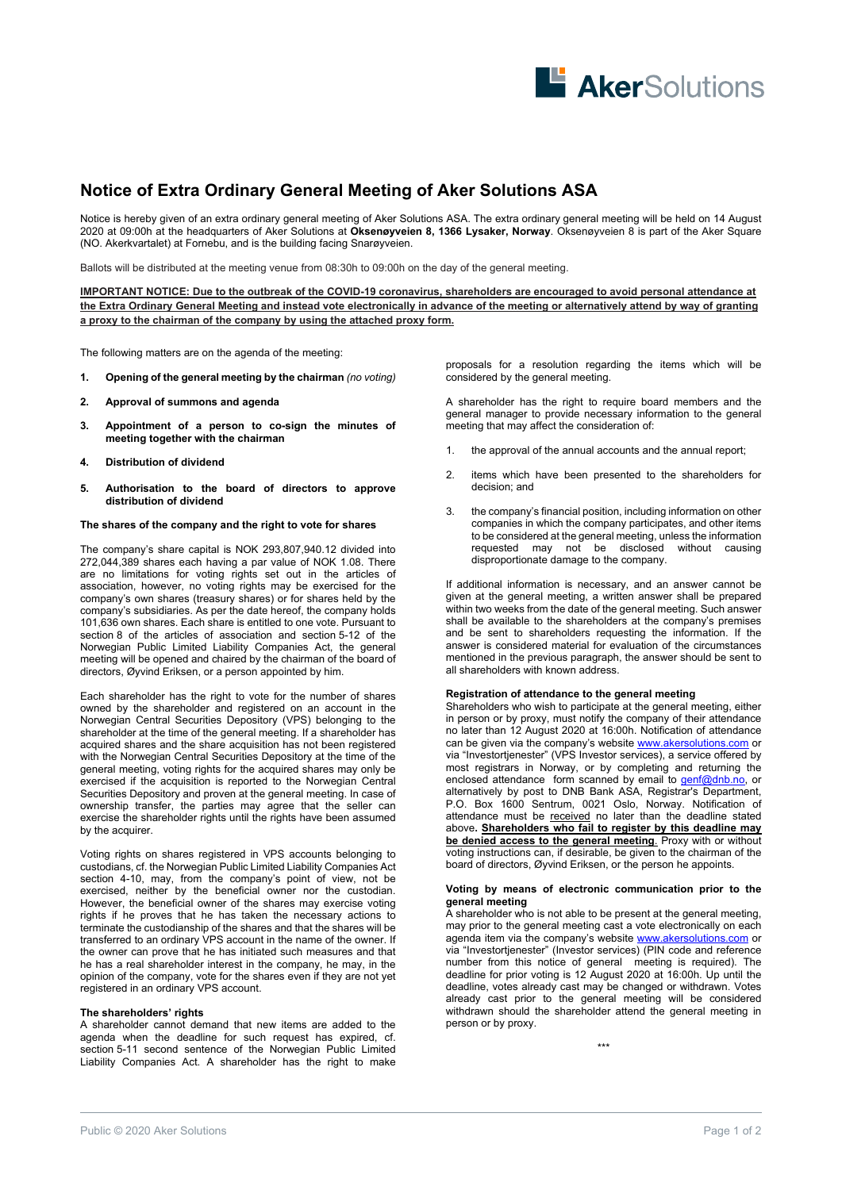# Notice of Extra Ordinary General Meeting of Aker Solutions ASA

Notice is hereby given of an extra ordinary general meeting of Aker Solutions ASA. The extra ordinary general meeting will be held on 14 August 2020 at 09:00h at the headquarters of Aker Solutions at **Oksenøyveien 8, 1366 Lysaker, Norway**. Oksenøyveien 8 is part of the Aker Square (NO. Akerkvartalet) at Fornebu, and is the building facing Snarøyveien.

Ballots will be distributed at the meeting venue from 08:30h to 09:00h on the day of the general meeting.

**IMPORTANT NOTICE: Due to the outbreak of the COVID-19 coronavirus, shareholders are encouraged to avoid personal attendance at the Extra Ordinary General Meeting and instead vote electronically in advance of the meeting or alternatively attend by way of granting a proxy to the chairman of the company by using the attached proxy form.**

The following matters are on the agenda of the meeting:

1. **Opening of the general meeting by the chairman** *(no voting)*
2. **Approval of summons and agenda**
3. **Appointment of a person to co-sign the minutes of meeting together with the chairman**
4. **Distribution of dividend**
5. **Authorisation to the board of directors to approve distribution of dividend**

**The shares of the company and the right to vote for shares**

The company's share capital is NOK 293,807,940.12 divided into 272,044,389 shares each having a par value of NOK 1.08. There are no limitations for voting rights set out in the articles of association, however, no voting rights may be exercised for the company's own shares (treasury shares) or for shares held by the company's subsidiaries. As per the date hereof, the company holds 101,636 own shares. Each share is entitled to one vote. Pursuant to section 8 of the articles of association and section 5-12 of the Norwegian Public Limited Liability Companies Act, the general meeting will be opened and chaired by the chairman of the board of directors, Øyvind Eriksen, or a person appointed by him.

Each shareholder has the right to vote for the number of shares owned by the shareholder and registered on an account in the Norwegian Central Securities Depository (VPS) belonging to the shareholder at the time of the general meeting. If a shareholder has acquired shares and the share acquisition has not been registered with the Norwegian Central Securities Depository at the time of the general meeting, voting rights for the acquired shares may only be exercised if the acquisition is reported to the Norwegian Central Securities Depository and proven at the general meeting. In case of ownership transfer, the parties may agree that the seller can exercise the shareholder rights until the rights have been assumed by the acquirer.

Voting rights on shares registered in VPS accounts belonging to custodians, cf. the Norwegian Public Limited Liability Companies Act section 4-10, may, from the company's point of view, not be exercised, neither by the beneficial owner nor the custodian. However, the beneficial owner of the shares may exercise voting rights if he proves that he has taken the necessary actions to terminate the custodianship of the shares and that the shares will be transferred to an ordinary VPS account in the name of the owner. If the owner can prove that he has initiated such measures and that he has a real shareholder interest in the company, he may, in the opinion of the company, vote for the shares even if they are not yet registered in an ordinary VPS account.

**The shareholders' rights**

A shareholder cannot demand that new items are added to the agenda when the deadline for such request has expired, cf. section 5-11 second sentence of the Norwegian Public Limited Liability Companies Act. A shareholder has the right to make proposals for a resolution regarding the items which will be considered by the general meeting.

A shareholder has the right to require board members and the general manager to provide necessary information to the general meeting that may affect the consideration of:

1. the approval of the annual accounts and the annual report;
2. items which have been presented to the shareholders for decision; and
3. the company's financial position, including information on other companies in which the company participates, and other items to be considered at the general meeting, unless the information requested may not be disclosed without causing disproportionate damage to the company.

If additional information is necessary, and an answer cannot be given at the general meeting, a written answer shall be prepared within two weeks from the date of the general meeting. Such answer shall be available to the shareholders at the company's premises and be sent to shareholders requesting the information. If the answer is considered material for evaluation of the circumstances mentioned in the previous paragraph, the answer should be sent to all shareholders with known address.

**Registration of attendance to the general meeting**

Shareholders who wish to participate at the general meeting, either in person or by proxy, must notify the company of their attendance no later than 12 August 2020 at 16:00h. Notification of attendance can be given via the company's website www.akersolutions.com or via "Investortjenester" (VPS Investor services), a service offered by most registrars in Norway, or by completing and returning the enclosed attendance form scanned by email to genf@dnb.no, or alternatively by post to DNB Bank ASA, Registrar's Department, P.O. Box 1600 Sentrum, 0021 Oslo, Norway. Notification of attendance must be received no later than the deadline stated above**. Shareholders who fail to register by this deadline may be denied access to the general meeting.** Proxy with or without voting instructions can, if desirable, be given to the chairman of the board of directors, Øyvind Eriksen, or the person he appoints.

**Voting by means of electronic communication prior to the general meeting**

A shareholder who is not able to be present at the general meeting, may prior to the general meeting cast a vote electronically on each agenda item via the company's website www.akersolutions.com or via "Investortjenester" (Investor services) (PIN code and reference number from this notice of general meeting is required). The deadline for prior voting is 12 August 2020 at 16:00h. Up until the deadline, votes already cast may be changed or withdrawn. Votes already cast prior to the general meeting will be considered withdrawn should the shareholder attend the general meeting in person or by proxy.

\*\*\*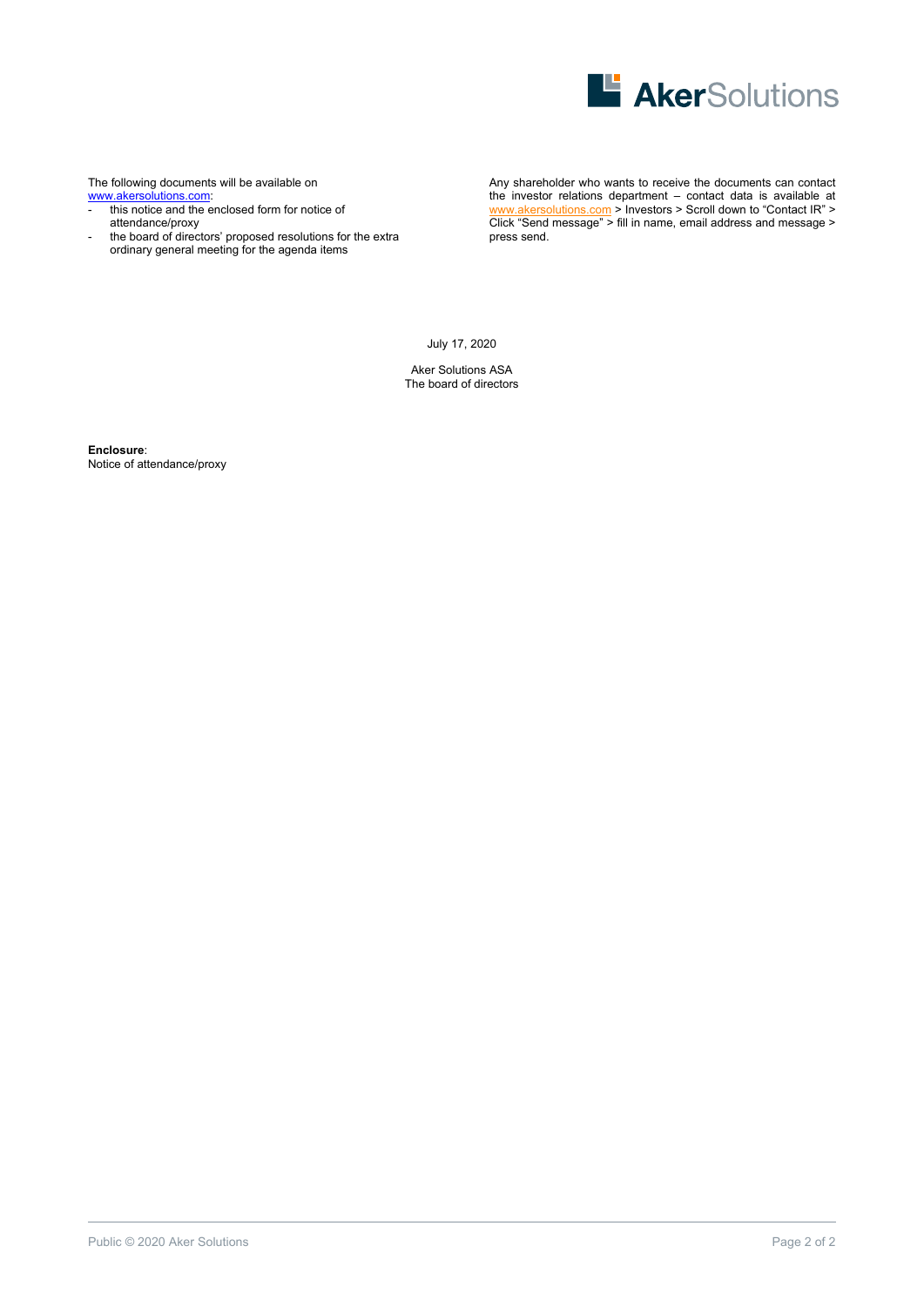The following documents will be available on www.akersolutions.com:

- this notice and the enclosed form for notice of attendance/proxy
- the board of directors' proposed resolutions for the extra ordinary general meeting for the agenda items

Any shareholder who wants to receive the documents can contact the investor relations department – contact data is available at www.akersolutions.com > Investors > Scroll down to "Contact IR" > Click "Send message" > fill in name, email address and message > press send.

July 17, 2020

Aker Solutions ASA
The board of directors

**Enclosure**:
Notice of attendance/proxy